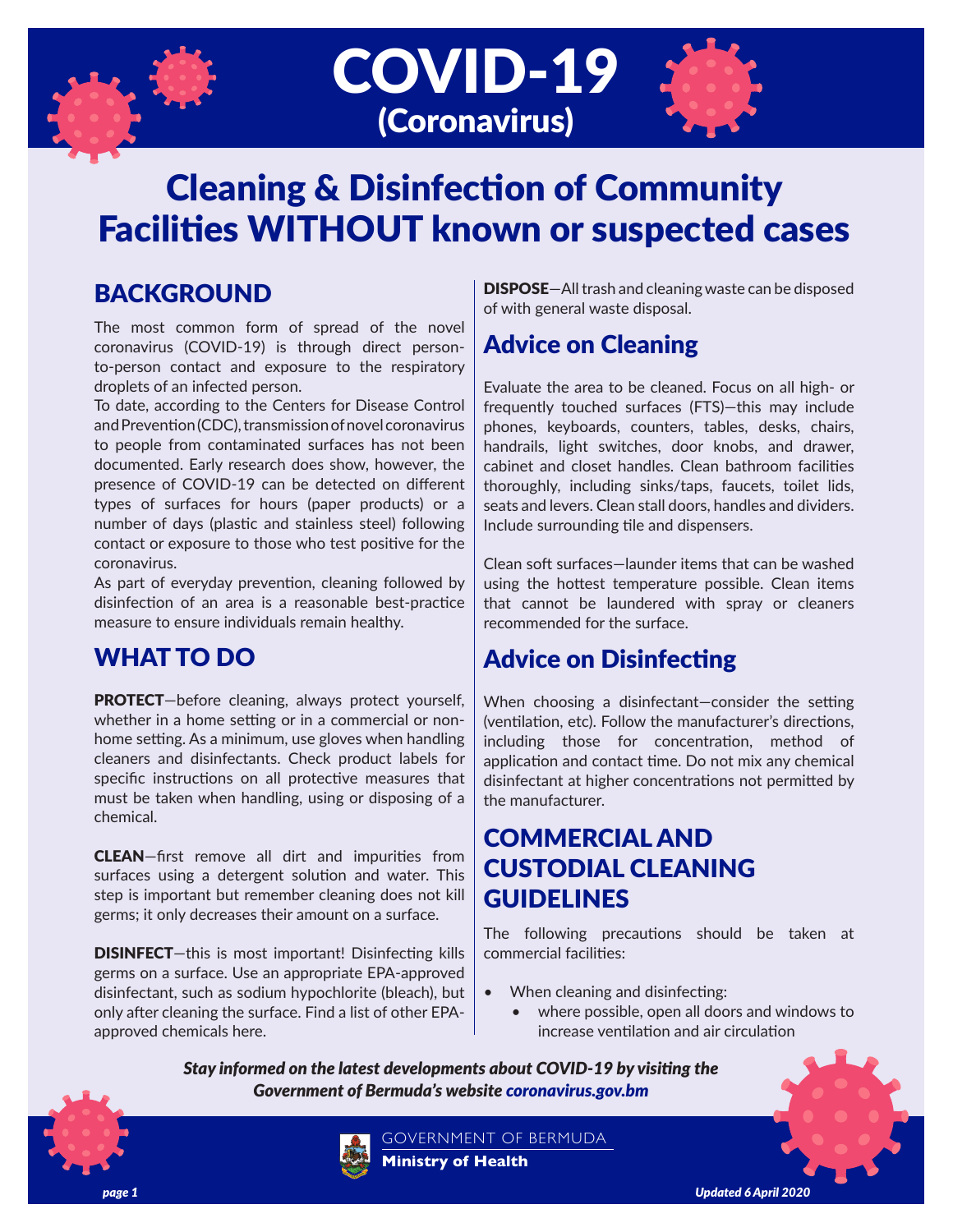# COVID-19 (Coronavirus)

# Cleaning & Disinfection of Community Facilities WITHOUT known or suspected cases

## BACKGROUND

The most common form of spread of the novel coronavirus (COVID-19) is through direct person-to-person contact and exposure to the respiratory droplets of an infected person.

To date, according to the Centers for Disease Control and Prevention (CDC), transmission of novel coronavirus to people from contaminated surfaces has not been documented. Early research does show, however, the presence of COVID-19 can be detected on different types of surfaces for hours (paper products) or a number of days (plastic and stainless steel) following contact or exposure to those who test positive for the coronavirus.

As part of everyday prevention, cleaning followed by disinfection of an area is a reasonable best-practice measure to ensure individuals remain healthy.

## WHAT TO DO

**PROTECT**—before cleaning, always protect yourself, whether in a home setting or in a commercial or non-home setting. As a minimum, use gloves when handling cleaners and disinfectants. Check product labels for specific instructions on all protective measures that must be taken when handling, using or disposing of a chemical.

**CLEAN**—first remove all dirt and impurities from surfaces using a detergent solution and water. This step is important but remember cleaning does not kill germs; it only decreases their amount on a surface.

**DISINFECT**—this is most important! Disinfecting kills germs on a surface. Use an appropriate EPA-approved disinfectant, such as sodium hypochlorite (bleach), but only after cleaning the surface. Find a list of other EPA-approved chemicals here.

**DISPOSE**—All trash and cleaning waste can be disposed of with general waste disposal.

## Advice on Cleaning

Evaluate the area to be cleaned. Focus on all high- or frequently touched surfaces (FTS)—this may include phones, keyboards, counters, tables, desks, chairs, handrails, light switches, door knobs, and drawer, cabinet and closet handles. Clean bathroom facilities thoroughly, including sinks/taps, faucets, toilet lids, seats and levers. Clean stall doors, handles and dividers. Include surrounding tile and dispensers.

Clean soft surfaces—launder items that can be washed using the hottest temperature possible. Clean items that cannot be laundered with spray or cleaners recommended for the surface.

## Advice on Disinfecting

When choosing a disinfectant—consider the setting (ventilation, etc). Follow the manufacturer's directions, including those for concentration, method of application and contact time. Do not mix any chemical disinfectant at higher concentrations not permitted by the manufacturer.

## COMMERCIAL AND CUSTODIAL CLEANING GUIDELINES

The following precautions should be taken at commercial facilities:

- When cleaning and disinfecting:
    - where possible, open all doors and windows to increase ventilation and air circulation

***Stay informed on the latest developments about COVID-19 by visiting the Government of Bermuda's website coronavirus.gov.bm***

GOVERNMENT OF BERMUDA
**Ministry of Health**

*Updated 6 April 2020*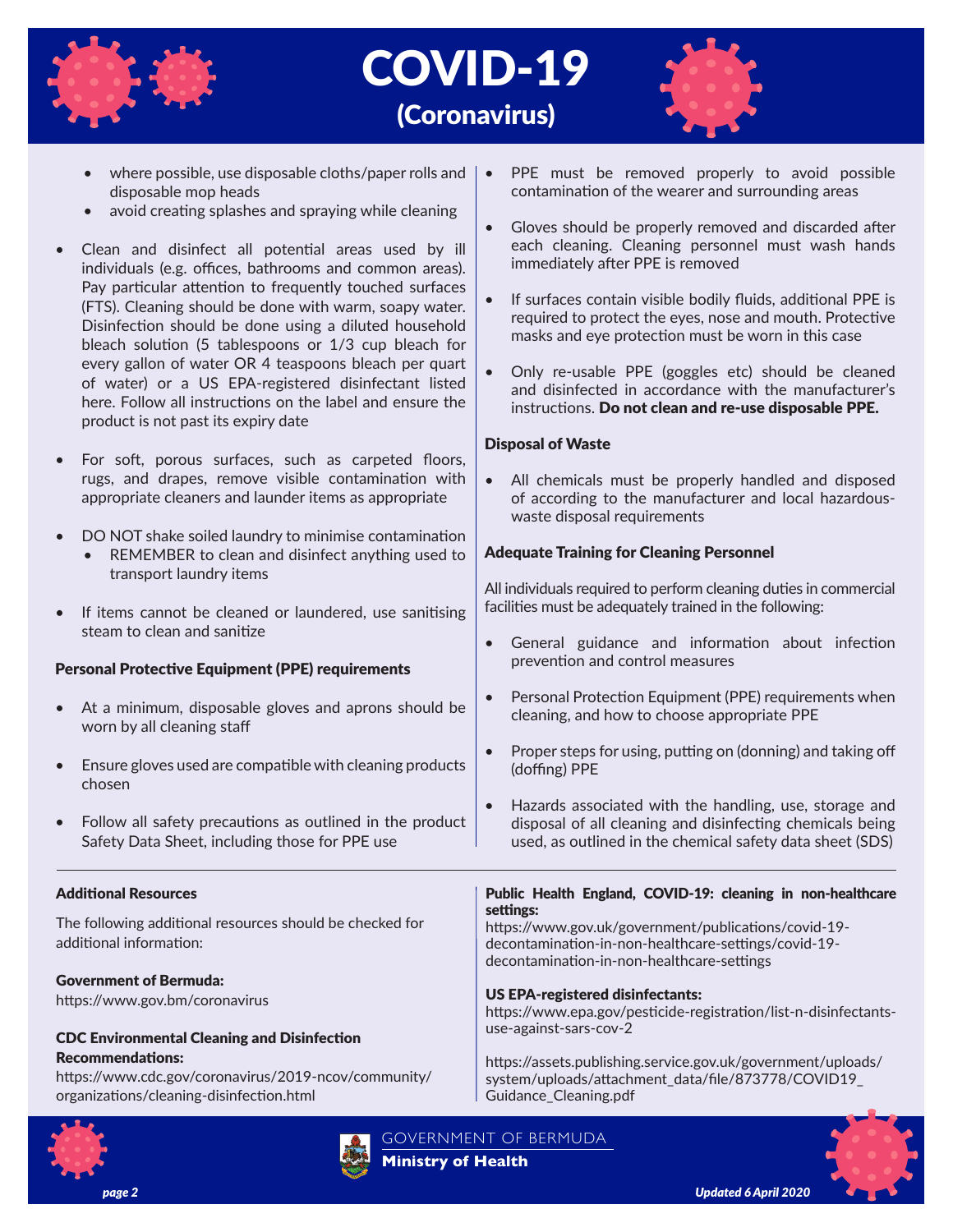# COVID-19
## (Coronavirus)

- where possible, use disposable cloths/paper rolls and disposable mop heads
- avoid creating splashes and spraying while cleaning

- Clean and disinfect all potential areas used by ill individuals (e.g. offices, bathrooms and common areas). Pay particular attention to frequently touched surfaces (FTS). Cleaning should be done with warm, soapy water. Disinfection should be done using a diluted household bleach solution (5 tablespoons or 1/3 cup bleach for every gallon of water OR 4 teaspoons bleach per quart of water) or a US EPA-registered disinfectant listed here. Follow all instructions on the label and ensure the product is not past its expiry date

- For soft, porous surfaces, such as carpeted floors, rugs, and drapes, remove visible contamination with appropriate cleaners and launder items as appropriate

- DO NOT shake soiled laundry to minimise contamination
  - REMEMBER to clean and disinfect anything used to transport laundry items

- If items cannot be cleaned or laundered, use sanitising steam to clean and sanitize

### Personal Protective Equipment (PPE) requirements

- At a minimum, disposable gloves and aprons should be worn by all cleaning staff

- Ensure gloves used are compatible with cleaning products chosen

- Follow all safety precautions as outlined in the product Safety Data Sheet, including those for PPE use

- PPE must be removed properly to avoid possible contamination of the wearer and surrounding areas

- Gloves should be properly removed and discarded after each cleaning. Cleaning personnel must wash hands immediately after PPE is removed

- If surfaces contain visible bodily fluids, additional PPE is required to protect the eyes, nose and mouth. Protective masks and eye protection must be worn in this case

- Only re-usable PPE (goggles etc) should be cleaned and disinfected in accordance with the manufacturer's instructions. **Do not clean and re-use disposable PPE.**

### Disposal of Waste

- All chemicals must be properly handled and disposed of according to the manufacturer and local hazardous-waste disposal requirements

### Adequate Training for Cleaning Personnel

All individuals required to perform cleaning duties in commercial facilities must be adequately trained in the following:

- General guidance and information about infection prevention and control measures

- Personal Protection Equipment (PPE) requirements when cleaning, and how to choose appropriate PPE

- Proper steps for using, putting on (donning) and taking off (doffing) PPE

- Hazards associated with the handling, use, storage and disposal of all cleaning and disinfecting chemicals being used, as outlined in the chemical safety data sheet (SDS)

---

### Additional Resources

The following additional resources should be checked for additional information:

**Government of Bermuda:**
https://www.gov.bm/coronavirus

**CDC Environmental Cleaning and Disinfection Recommendations:**
https://www.cdc.gov/coronavirus/2019-ncov/community/organizations/cleaning-disinfection.html

**Public Health England, COVID-19: cleaning in non-healthcare settings:**
https://www.gov.uk/government/publications/covid-19-decontamination-in-non-healthcare-settings/covid-19-decontamination-in-non-healthcare-settings

**US EPA-registered disinfectants:**
https://www.epa.gov/pesticide-registration/list-n-disinfectants-use-against-sars-cov-2

https://assets.publishing.service.gov.uk/government/uploads/system/uploads/attachment_data/file/873778/COVID19_Guidance_Cleaning.pdf

GOVERNMENT OF BERMUDA
**Ministry of Health**

*Updated 6 April 2020*